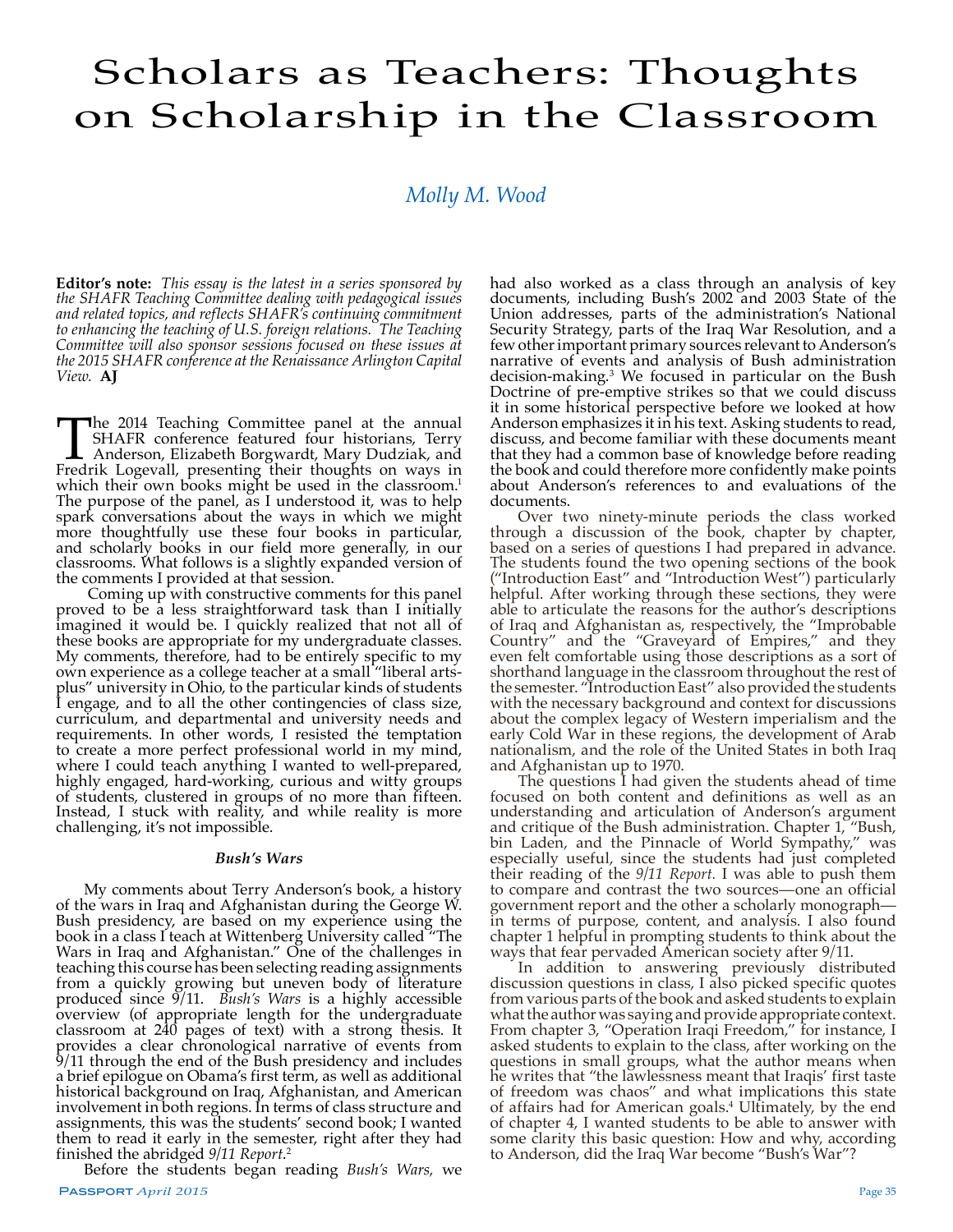# Scholars as Teachers: Thoughts on Scholarship in the Classroom

*Molly M. Wood*

**Editor's note:** *This essay is the latest in a series sponsored by the SHAFR Teaching Committee dealing with pedagogical issues and related topics, and reflects SHAFR's continuing commitment to enhancing the teaching of U.S. foreign relations. The Teaching Committee will also sponsor sessions focused on these issues at the 2015 SHAFR conference at the Renaissance Arlington Capital View.* **AJ**

The 2014 Teaching Committee panel at the annual SHAFR conference featured four historians, Terry Anderson, Elizabeth Borgwardt, Mary Dudziak, and Fredrik Logevall, presenting their thoughts on ways in which their own books might be used in the classroom.[1] The purpose of the panel, as I understood it, was to help spark conversations about the ways in which we might more thoughtfully use these four books in particular, and scholarly books in our field more generally, in our classrooms. What follows is a slightly expanded version of the comments I provided at that session.

Coming up with constructive comments for this panel proved to be a less straightforward task than I initially imagined it would be. I quickly realized that not all of these books are appropriate for my undergraduate classes. My comments, therefore, had to be entirely specific to my own experience as a college teacher at a small "liberal arts-plus" university in Ohio, to the particular kinds of students I engage, and to all the other contingencies of class size, curriculum, and departmental and university needs and requirements. In other words, I resisted the temptation to create a more perfect professional world in my mind, where I could teach anything I wanted to well-prepared, highly engaged, hard-working, curious and witty groups of students, clustered in groups of no more than fifteen. Instead, I stuck with reality, and while reality is more challenging, it's not impossible.

### *Bush's Wars*

My comments about Terry Anderson's book, a history of the wars in Iraq and Afghanistan during the George W. Bush presidency, are based on my experience using the book in a class I teach at Wittenberg University called "The Wars in Iraq and Afghanistan." One of the challenges in teaching this course has been selecting reading assignments from a quickly growing but uneven body of literature produced since 9/11. *Bush's Wars* is a highly accessible overview (of appropriate length for the undergraduate classroom at 240 pages of text) with a strong thesis. It provides a clear chronological narrative of events from 9/11 through the end of the Bush presidency and includes a brief epilogue on Obama's first term, as well as additional historical background on Iraq, Afghanistan, and American involvement in both regions. In terms of class structure and assignments, this was the students' second book; I wanted them to read it early in the semester, right after they had finished the abridged *9/11 Report*.[2]

Before the students began reading *Bush's Wars*, we had also worked as a class through an analysis of key documents, including Bush's 2002 and 2003 State of the Union addresses, parts of the administration's National Security Strategy, parts of the Iraq War Resolution, and a few other important primary sources relevant to Anderson's narrative of events and analysis of Bush administration decision-making.[3] We focused in particular on the Bush Doctrine of pre-emptive strikes so that we could discuss it in some historical perspective before we looked at how Anderson emphasizes it in his text. Asking students to read, discuss, and become familiar with these documents meant that they had a common base of knowledge before reading the book and could therefore more confidently make points about Anderson's references to and evaluations of the documents.

Over two ninety-minute periods the class worked through a discussion of the book, chapter by chapter, based on a series of questions I had prepared in advance. The students found the two opening sections of the book ("Introduction East" and "Introduction West") particularly helpful. After working through these sections, they were able to articulate the reasons for the author's descriptions of Iraq and Afghanistan as, respectively, the "Improbable Country" and the "Graveyard of Empires," and they even felt comfortable using those descriptions as a sort of shorthand language in the classroom throughout the rest of the semester. "Introduction East" also provided the students with the necessary background and context for discussions about the complex legacy of Western imperialism and the early Cold War in these regions, the development of Arab nationalism, and the role of the United States in both Iraq and Afghanistan up to 1970.

The questions I had given the students ahead of time focused on both content and definitions as well as an understanding and articulation of Anderson's argument and critique of the Bush administration. Chapter 1, "Bush, bin Laden, and the Pinnacle of World Sympathy," was especially useful, since the students had just completed their reading of the *9/11 Report*. I was able to push them to compare and contrast the two sources—one an official government report and the other a scholarly monograph—in terms of purpose, content, and analysis. I also found chapter 1 helpful in prompting students to think about the ways that fear pervaded American society after 9/11.

In addition to answering previously distributed discussion questions in class, I also picked specific quotes from various parts of the book and asked students to explain what the author was saying and provide appropriate context. From chapter 3, "Operation Iraqi Freedom," for instance, I asked students to explain to the class, after working on the questions in small groups, what the author means when he writes that "the lawlessness meant that Iraqis' first taste of freedom was chaos" and what implications this state of affairs had for American goals.[4] Ultimately, by the end of chapter 4, I wanted students to be able to answer with some clarity this basic question: How and why, according to Anderson, did the Iraq War become "Bush's War"?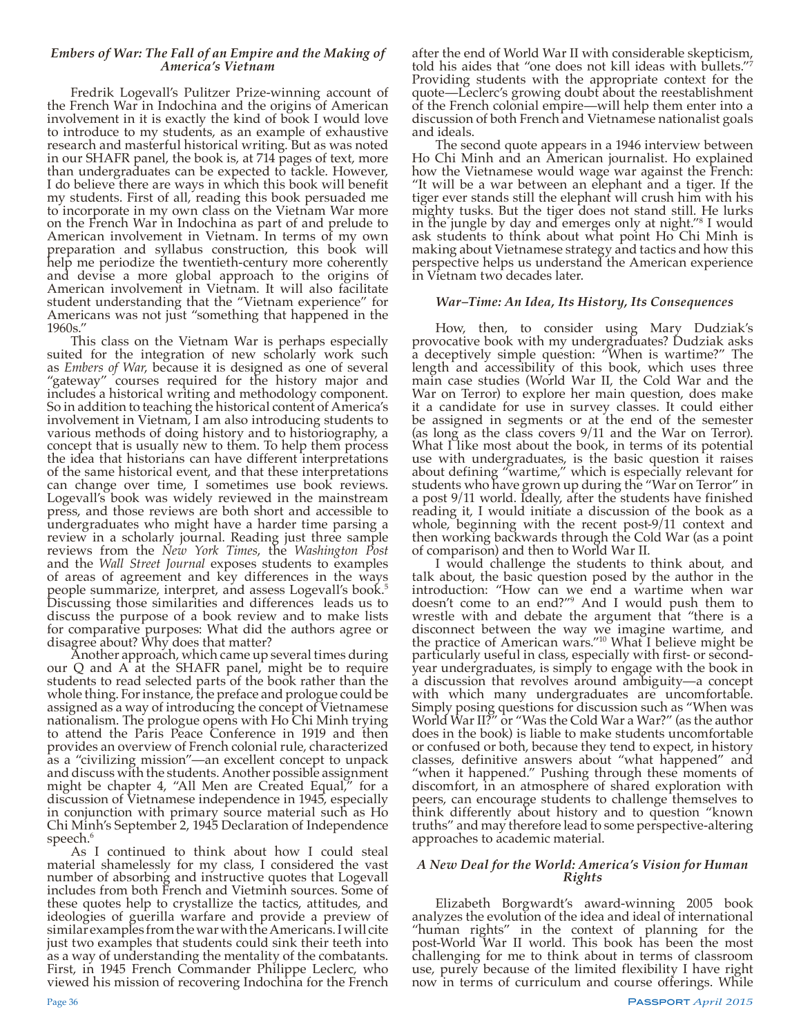### *Embers of War: The Fall of an Empire and the Making of America's Vietnam*

Fredrik Logevall's Pulitzer Prize-winning account of the French War in Indochina and the origins of American involvement in it is exactly the kind of book I would love to introduce to my students, as an example of exhaustive research and masterful historical writing. But as was noted in our SHAFR panel, the book is, at 714 pages of text, more than undergraduates can be expected to tackle. However, I do believe there are ways in which this book will benefit my students. First of all, reading this book persuaded me to incorporate in my own class on the Vietnam War more on the French War in Indochina as part of and prelude to American involvement in Vietnam. In terms of my own preparation and syllabus construction, this book will help me periodize the twentieth-century more coherently and devise a more global approach to the origins of American involvement in Vietnam. It will also facilitate student understanding that the "Vietnam experience" for Americans was not just "something that happened in the 1960s."

This class on the Vietnam War is perhaps especially suited for the integration of new scholarly work such as *Embers of War*, because it is designed as one of several "gateway" courses required for the history major and includes a historical writing and methodology component. So in addition to teaching the historical content of America's involvement in Vietnam, I am also introducing students to various methods of doing history and to historiography, a concept that is usually new to them. To help them process the idea that historians can have different interpretations of the same historical event, and that these interpretations can change over time, I sometimes use book reviews. Logevall's book was widely reviewed in the mainstream press, and those reviews are both short and accessible to undergraduates who might have a harder time parsing a review in a scholarly journal. Reading just three sample reviews from the *New York Times*, the *Washington Post* and the *Wall Street Journal* exposes students to examples of areas of agreement and key differences in the ways people summarize, interpret, and assess Logevall's book.[5] Discussing those similarities and differences leads us to discuss the purpose of a book review and to make lists for comparative purposes: What did the authors agree or disagree about? Why does that matter?

Another approach, which came up several times during our Q and A at the SHAFR panel, might be to require students to read selected parts of the book rather than the whole thing. For instance, the preface and prologue could be assigned as a way of introducing the concept of Vietnamese nationalism. The prologue opens with Ho Chi Minh trying to attend the Paris Peace Conference in 1919 and then provides an overview of French colonial rule, characterized as a "civilizing mission"—an excellent concept to unpack and discuss with the students. Another possible assignment might be chapter 4, "All Men are Created Equal," for a discussion of Vietnamese independence in 1945, especially in conjunction with primary source material such as Ho Chi Minh's September 2, 1945 Declaration of Independence speech.[6]

As I continued to think about how I could steal material shamelessly for my class, I considered the vast number of absorbing and instructive quotes that Logevall includes from both French and Vietminh sources. Some of these quotes help to crystallize the tactics, attitudes, and ideologies of guerilla warfare and provide a preview of similar examples from the war with the Americans. I will cite just two examples that students could sink their teeth into as a way of understanding the mentality of the combatants. First, in 1945 French Commander Philippe Leclerc, who viewed his mission of recovering Indochina for the French after the end of World War II with considerable skepticism, told his aides that "one does not kill ideas with bullets."[7] Providing students with the appropriate context for the quote—Leclerc's growing doubt about the reestablishment of the French colonial empire—will help them enter into a discussion of both French and Vietnamese nationalist goals and ideals.

The second quote appears in a 1946 interview between Ho Chi Minh and an American journalist. Ho explained how the Vietnamese would wage war against the French: "It will be a war between an elephant and a tiger. If the tiger ever stands still the elephant will crush him with his mighty tusks. But the tiger does not stand still. He lurks in the jungle by day and emerges only at night."[8] I would ask students to think about what point Ho Chi Minh is making about Vietnamese strategy and tactics and how this perspective helps us understand the American experience in Vietnam two decades later.

### *War–Time: An Idea, Its History, Its Consequences*

How, then, to consider using Mary Dudziak's provocative book with my undergraduates? Dudziak asks a deceptively simple question: "When is wartime?" The length and accessibility of this book, which uses three main case studies (World War II, the Cold War and the War on Terror) to explore her main question, does make it a candidate for use in survey classes. It could either be assigned in segments or at the end of the semester (as long as the class covers 9/11 and the War on Terror). What I like most about the book, in terms of its potential use with undergraduates, is the basic question it raises about defining "wartime," which is especially relevant for students who have grown up during the "War on Terror" in a post 9/11 world. Ideally, after the students have finished reading it, I would initiate a discussion of the book as a whole, beginning with the recent post-9/11 context and then working backwards through the Cold War (as a point of comparison) and then to World War II.

I would challenge the students to think about, and talk about, the basic question posed by the author in the introduction: "How can we end a wartime when war doesn't come to an end?"[9] And I would push them to wrestle with and debate the argument that "there is a disconnect between the way we imagine wartime, and the practice of American wars."[10] What I believe might be particularly useful in class, especially with first- or second-year undergraduates, is simply to engage with the book in a discussion that revolves around ambiguity—a concept with which many undergraduates are uncomfortable. Simply posing questions for discussion such as "When was World War II?" or "Was the Cold War a War?" (as the author does in the book) is liable to make students uncomfortable or confused or both, because they tend to expect, in history classes, definitive answers about "what happened" and "when it happened." Pushing through these moments of discomfort, in an atmosphere of shared exploration with peers, can encourage students to challenge themselves to think differently about history and to question "known truths" and may therefore lead to some perspective-altering approaches to academic material.

### *A New Deal for the World: America's Vision for Human Rights*

Elizabeth Borgwardt's award-winning 2005 book analyzes the evolution of the idea and ideal of international "human rights" in the context of planning for the post-World War II world. This book has been the most challenging for me to think about in terms of classroom use, purely because of the limited flexibility I have right now in terms of curriculum and course offerings. While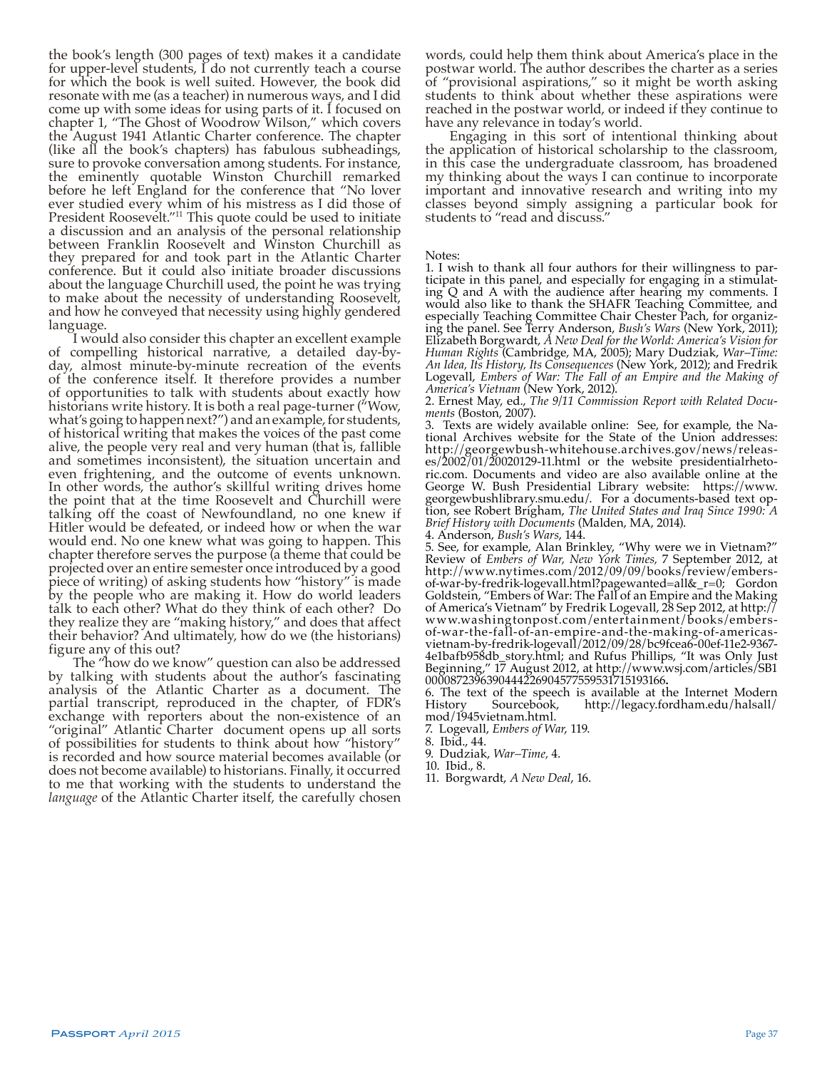the book's length (300 pages of text) makes it a candidate for upper-level students, I do not currently teach a course for which the book is well suited. However, the book did resonate with me (as a teacher) in numerous ways, and I did come up with some ideas for using parts of it. I focused on chapter 1, "The Ghost of Woodrow Wilson," which covers the August 1941 Atlantic Charter conference. The chapter (like all the book's chapters) has fabulous subheadings, sure to provoke conversation among students. For instance, the eminently quotable Winston Churchill remarked before he left England for the conference that "No lover ever studied every whim of his mistress as I did those of President Roosevelt."[11] This quote could be used to initiate a discussion and an analysis of the personal relationship between Franklin Roosevelt and Winston Churchill as they prepared for and took part in the Atlantic Charter conference. But it could also initiate broader discussions about the language Churchill used, the point he was trying to make about the necessity of understanding Roosevelt, and how he conveyed that necessity using highly gendered language.

I would also consider this chapter an excellent example of compelling historical narrative, a detailed day-by-day, almost minute-by-minute recreation of the events of the conference itself. It therefore provides a number of opportunities to talk with students about exactly how historians write history. It is both a real page-turner ("Wow, what's going to happen next?") and an example, for students, of historical writing that makes the voices of the past come alive, the people very real and very human (that is, fallible and sometimes inconsistent), the situation uncertain and even frightening, and the outcome of events unknown. In other words, the author's skillful writing drives home the point that at the time Roosevelt and Churchill were talking off the coast of Newfoundland, no one knew if Hitler would be defeated, or indeed how or when the war would end. No one knew what was going to happen. This chapter therefore serves the purpose (a theme that could be projected over an entire semester once introduced by a good piece of writing) of asking students how "history" is made by the people who are making it. How do world leaders talk to each other? What do they think of each other? Do they realize they are "making history," and does that affect their behavior? And ultimately, how do we (the historians) figure any of this out?

The "how do we know" question can also be addressed by talking with students about the author's fascinating analysis of the Atlantic Charter as a document. The partial transcript, reproduced in the chapter, of FDR's exchange with reporters about the non-existence of an "original" Atlantic Charter document opens up all sorts of possibilities for students to think about how "history" is recorded and how source material becomes available (or does not become available) to historians. Finally, it occurred to me that working with the students to understand the *language* of the Atlantic Charter itself, the carefully chosen words, could help them think about America's place in the postwar world. The author describes the charter as a series of "provisional aspirations," so it might be worth asking students to think about whether these aspirations were reached in the postwar world, or indeed if they continue to have any relevance in today's world.

Engaging in this sort of intentional thinking about the application of historical scholarship to the classroom, in this case the undergraduate classroom, has broadened my thinking about the ways I can continue to incorporate important and innovative research and writing into my classes beyond simply assigning a particular book for students to "read and discuss."

Notes:

1. I wish to thank all four authors for their willingness to participate in this panel, and especially for engaging in a stimulating Q and A with the audience after hearing my comments. I would also like to thank the SHAFR Teaching Committee, and especially Teaching Committee Chair Chester Pach, for organizing the panel. See Terry Anderson, *Bush's Wars* (New York, 2011); Elizabeth Borgwardt, *A New Deal for the World: America's Vision for Human Rights* (Cambridge, MA, 2005); Mary Dudziak, *War–Time: An Idea, Its History, Its Consequences* (New York, 2012); and Fredrik Logevall, *Embers of War: The Fall of an Empire and the Making of America's Vietnam* (New York, 2012).
2. Ernest May, ed., *The 9/11 Commission Report with Related Documents* (Boston, 2007).
3. Texts are widely available online: See, for example, the National Archives website for the State of the Union addresses: http://georgewbush-whitehouse.archives.gov/news/releases/2002/01/20020129-11.html or the website presidentialrhetoric.com. Documents and video are also available online at the George W. Bush Presidential Library website: https://www.georgewbushlibrary.smu.edu/. For a documents-based text option, see Robert Brigham, *The United States and Iraq Since 1990: A Brief History with Documents* (Malden, MA, 2014).
4. Anderson, *Bush's Wars*, 144.
5. See, for example, Alan Brinkley, "Why were we in Vietnam?" Review of *Embers of War, New York Times,* 7 September 2012, at http://www.nytimes.com/2012/09/09/books/review/embers-of-war-by-fredrik-logevall.html?pagewanted=all&_r=0; Gordon Goldstein, "Embers of War: The Fall of an Empire and the Making of America's Vietnam" by Fredrik Logevall, 28 Sep 2012, at http://www.washingtonpost.com/entertainment/books/embers-of-war-the-fall-of-an-empire-and-the-making-of-americas-vietnam-by-fredrik-logevall/2012/09/28/bc9fcea6-00ef-11e2-9367-4e1bafb958db_story.html; and Rufus Phillips, "It was Only Just Beginning," 17 August 2012, at http://www.wsj.com/articles/SB10000872396390444226904577559531715193166**.**
6. The text of the speech is available at the Internet Modern History Sourcebook, http://legacy.fordham.edu/halsall/mod/1945vietnam.html.
7. Logevall, *Embers of War*, 119.
8. Ibid., 44.
9. Dudziak, *War–Time,* 4.
10. Ibid., 8.
11. Borgwardt, *A New Deal*, 16.